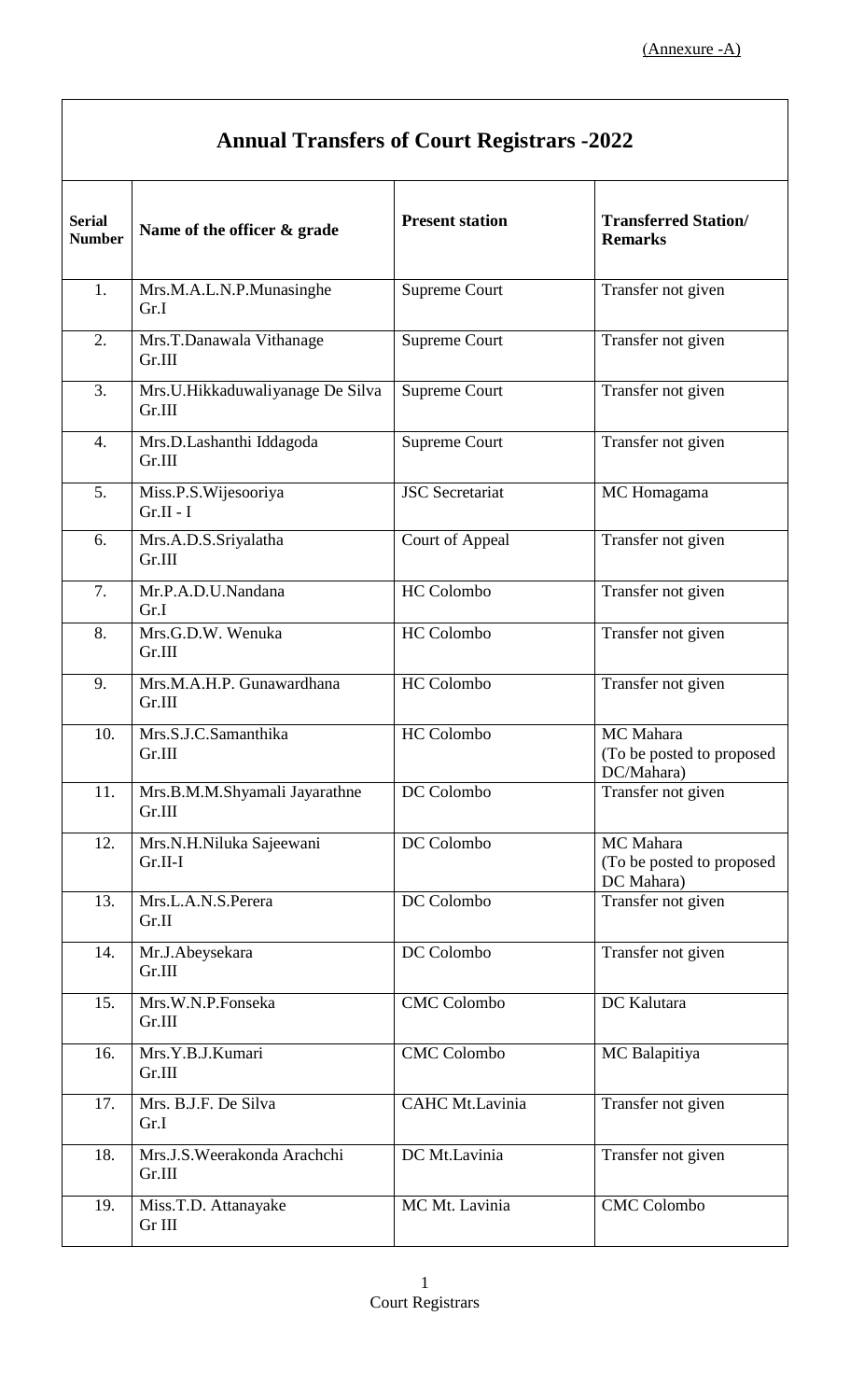(Annexure -A)

# Annual Transfers of Court Registrars -2022

| Serial Number | Name of the officer & grade | Present station | Transferred Station/ Remarks |
|---|---|---|---|
| 1. | Mrs.M.A.L.N.P.Munasinghe Gr.I | Supreme Court | Transfer not given |
| 2. | Mrs.T.Danawala Vithanage Gr.III | Supreme Court | Transfer not given |
| 3. | Mrs.U.Hikkaduwaliyanage De Silva Gr.III | Supreme Court | Transfer not given |
| 4. | Mrs.D.Lashanthi Iddagoda Gr.III | Supreme Court | Transfer not given |
| 5. | Miss.P.S.Wijesooriya Gr.II - I | JSC Secretariat | MC Homagama |
| 6. | Mrs.A.D.S.Sriyalatha Gr.III | Court of Appeal | Transfer not given |
| 7. | Mr.P.A.D.U.Nandana Gr.I | HC Colombo | Transfer not given |
| 8. | Mrs.G.D.W. Wenuka Gr.III | HC Colombo | Transfer not given |
| 9. | Mrs.M.A.H.P. Gunawardhana Gr.III | HC Colombo | Transfer not given |
| 10. | Mrs.S.J.C.Samanthika Gr.III | HC Colombo | MC Mahara (To be posted to proposed DC/Mahara) |
| 11. | Mrs.B.M.M.Shyamali Jayarathne Gr.III | DC Colombo | Transfer not given |
| 12. | Mrs.N.H.Niluka Sajeewani Gr.II-I | DC Colombo | MC Mahara (To be posted to proposed DC Mahara) |
| 13. | Mrs.L.A.N.S.Perera Gr.II | DC Colombo | Transfer not given |
| 14. | Mr.J.Abeysekara Gr.III | DC Colombo | Transfer not given |
| 15. | Mrs.W.N.P.Fonseka Gr.III | CMC Colombo | DC Kalutara |
| 16. | Mrs.Y.B.J.Kumari Gr.III | CMC Colombo | MC Balapitiya |
| 17. | Mrs. B.J.F. De Silva Gr.I | CAHC Mt.Lavinia | Transfer not given |
| 18. | Mrs.J.S.Weerakonda Arachchi Gr.III | DC Mt.Lavinia | Transfer not given |
| 19. | Miss.T.D. Attanayake Gr III | MC Mt. Lavinia | CMC Colombo |

Court Registrars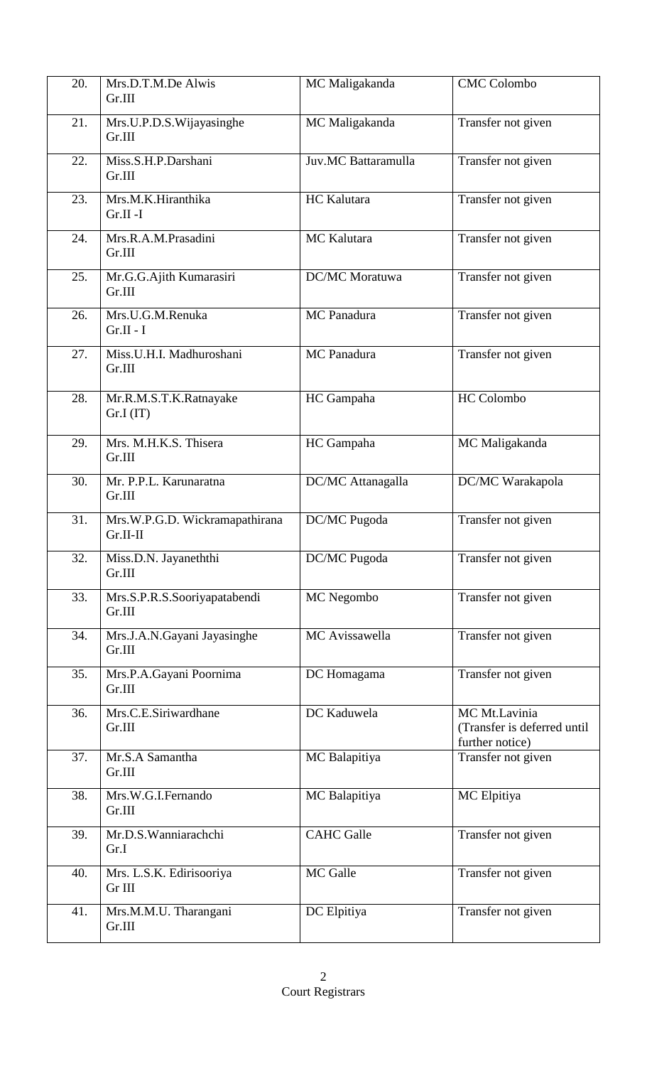| 20. | Mrs.D.T.M.De Alwis Gr.III | MC Maligakanda | CMC Colombo |
|---|---|---|---|
| 21. | Mrs.U.P.D.S.Wijayasinghe Gr.III | MC Maligakanda | Transfer not given |
| 22. | Miss.S.H.P.Darshani Gr.III | Juv.MC Battaramulla | Transfer not given |
| 23. | Mrs.M.K.Hiranthika Gr.II -I | HC Kalutara | Transfer not given |
| 24. | Mrs.R.A.M.Prasadini Gr.III | MC Kalutara | Transfer not given |
| 25. | Mr.G.G.Ajith Kumarasiri Gr.III | DC/MC Moratuwa | Transfer not given |
| 26. | Mrs.U.G.M.Renuka Gr.II - I | MC Panadura | Transfer not given |
| 27. | Miss.U.H.I. Madhuroshani Gr.III | MC Panadura | Transfer not given |
| 28. | Mr.R.M.S.T.K.Ratnayake Gr.I (IT) | HC Gampaha | HC Colombo |
| 29. | Mrs. M.H.K.S. Thisera Gr.III | HC Gampaha | MC Maligakanda |
| 30. | Mr. P.P.L. Karunaratna Gr.III | DC/MC Attanagalla | DC/MC Warakapola |
| 31. | Mrs.W.P.G.D. Wickramapathirana Gr.II-II | DC/MC Pugoda | Transfer not given |
| 32. | Miss.D.N. Jayaneththi Gr.III | DC/MC Pugoda | Transfer not given |
| 33. | Mrs.S.P.R.S.Sooriyapatabendi Gr.III | MC Negombo | Transfer not given |
| 34. | Mrs.J.A.N.Gayani Jayasinghe Gr.III | MC Avissawella | Transfer not given |
| 35. | Mrs.P.A.Gayani Poornima Gr.III | DC Homagama | Transfer not given |
| 36. | Mrs.C.E.Siriwardhane Gr.III | DC Kaduwela | MC Mt.Lavinia (Transfer is deferred until further notice) |
| 37. | Mr.S.A Samantha Gr.III | MC Balapitiya | Transfer not given |
| 38. | Mrs.W.G.I.Fernando Gr.III | MC Balapitiya | MC Elpitiya |
| 39. | Mr.D.S.Wanniarachchi Gr.I | CAHC Galle | Transfer not given |
| 40. | Mrs. L.S.K. Edirisooriya Gr III | MC Galle | Transfer not given |
| 41. | Mrs.M.M.U. Tharangani Gr.III | DC Elpitiya | Transfer not given |

Court Registrars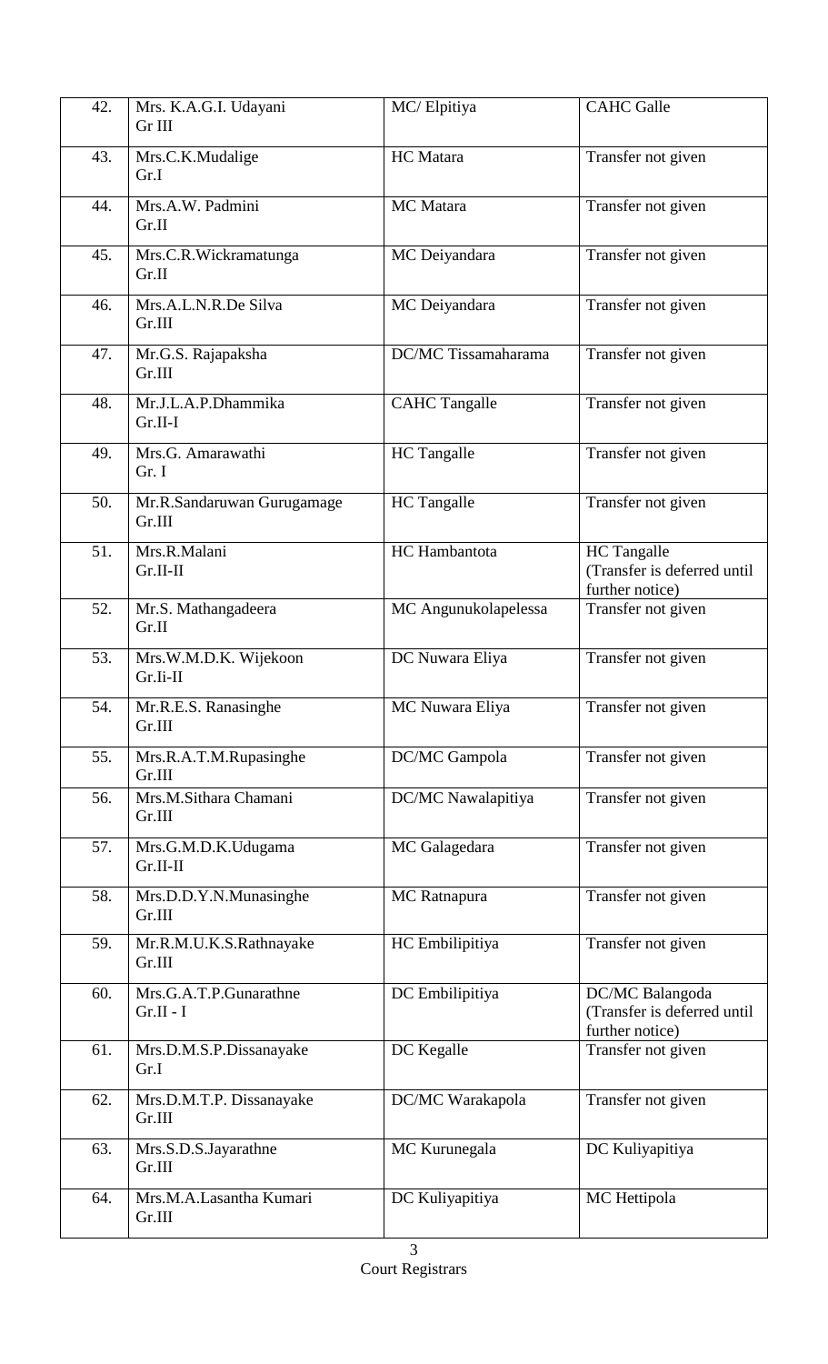| 42. | Mrs. K.A.G.I. Udayani<br>Gr III | MC/ Elpitiya | CAHC Galle |
|---|---|---|---|
| 43. | Mrs.C.K.Mudalige<br>Gr.I | HC Matara | Transfer not given |
| 44. | Mrs.A.W. Padmini<br>Gr.II | MC Matara | Transfer not given |
| 45. | Mrs.C.R.Wickramatunga<br>Gr.II | MC Deiyandara | Transfer not given |
| 46. | Mrs.A.L.N.R.De Silva<br>Gr.III | MC Deiyandara | Transfer not given |
| 47. | Mr.G.S. Rajapaksha<br>Gr.III | DC/MC Tissamaharama | Transfer not given |
| 48. | Mr.J.L.A.P.Dhammika<br>Gr.II-I | CAHC Tangalle | Transfer not given |
| 49. | Mrs.G. Amarawathi<br>Gr. I | HC Tangalle | Transfer not given |
| 50. | Mr.R.Sandaruwan Gurugamage<br>Gr.III | HC Tangalle | Transfer not given |
| 51. | Mrs.R.Malani<br>Gr.II-II | HC Hambantota | HC Tangalle<br>(Transfer is deferred until further notice) |
| 52. | Mr.S. Mathangadeera<br>Gr.II | MC Angunukolapelessa | Transfer not given |
| 53. | Mrs.W.M.D.K. Wijekoon<br>Gr.Ii-II | DC Nuwara Eliya | Transfer not given |
| 54. | Mr.R.E.S. Ranasinghe<br>Gr.III | MC Nuwara Eliya | Transfer not given |
| 55. | Mrs.R.A.T.M.Rupasinghe<br>Gr.III | DC/MC Gampola | Transfer not given |
| 56. | Mrs.M.Sithara Chamani<br>Gr.III | DC/MC Nawalapitiya | Transfer not given |
| 57. | Mrs.G.M.D.K.Udugama<br>Gr.II-II | MC Galagedara | Transfer not given |
| 58. | Mrs.D.D.Y.N.Munasinghe<br>Gr.III | MC Ratnapura | Transfer not given |
| 59. | Mr.R.M.U.K.S.Rathnayake<br>Gr.III | HC Embilipitiya | Transfer not given |
| 60. | Mrs.G.A.T.P.Gunarathne<br>Gr.II - I | DC Embilipitiya | DC/MC Balangoda<br>(Transfer is deferred until further notice) |
| 61. | Mrs.D.M.S.P.Dissanayake<br>Gr.I | DC Kegalle | Transfer not given |
| 62. | Mrs.D.M.T.P. Dissanayake<br>Gr.III | DC/MC Warakapola | Transfer not given |
| 63. | Mrs.S.D.S.Jayarathne<br>Gr.III | MC Kurunegala | DC Kuliyapitiya |
| 64. | Mrs.M.A.Lasantha Kumari<br>Gr.III | DC Kuliyapitiya | MC Hettipola |

Court Registrars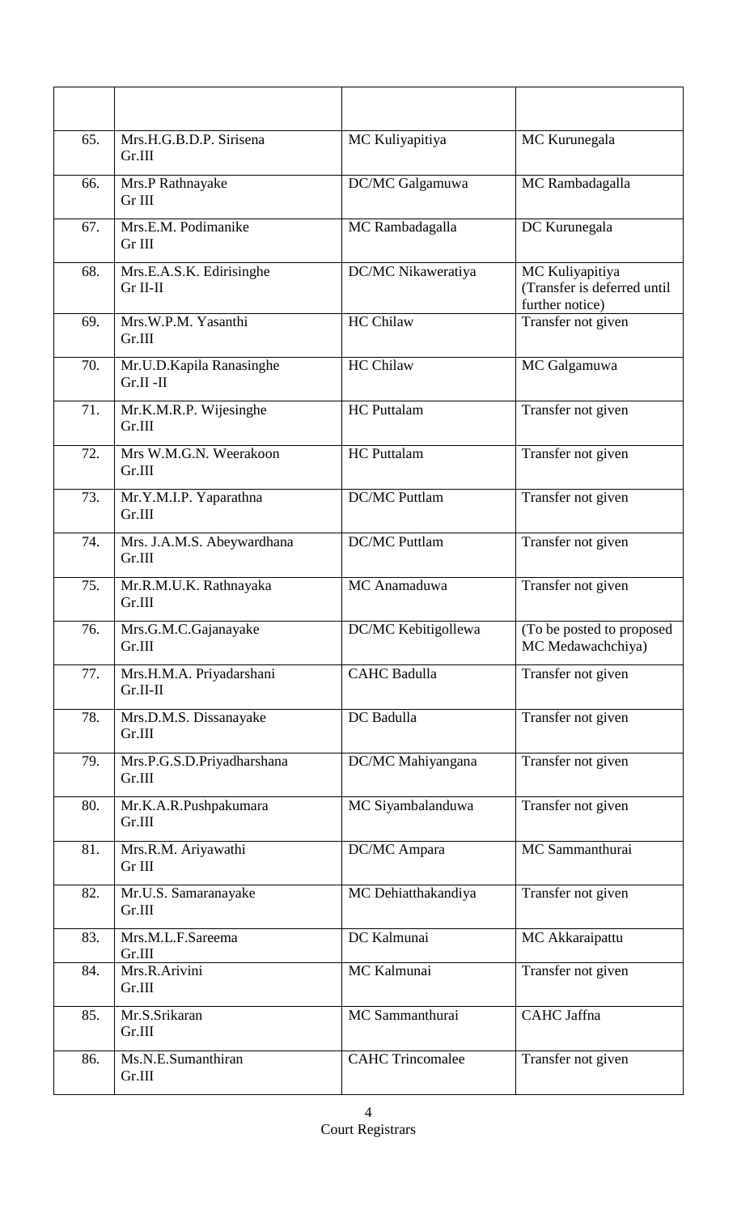| | | | |
|---|---|---|---|
| 65. | Mrs.H.G.B.D.P. Sirisena Gr.III | MC Kuliyapitiya | MC Kurunegala |
| 66. | Mrs.P Rathnayake Gr III | DC/MC Galgamuwa | MC Rambadagalla |
| 67. | Mrs.E.M. Podimanike Gr III | MC Rambadagalla | DC Kurunegala |
| 68. | Mrs.E.A.S.K. Edirisinghe Gr II-II | DC/MC Nikaweratiya | MC Kuliyapitiya (Transfer is deferred until further notice) |
| 69. | Mrs.W.P.M. Yasanthi Gr.III | HC Chilaw | Transfer not given |
| 70. | Mr.U.D.Kapila Ranasinghe Gr.II -II | HC Chilaw | MC Galgamuwa |
| 71. | Mr.K.M.R.P. Wijesinghe Gr.III | HC Puttalam | Transfer not given |
| 72. | Mrs W.M.G.N. Weerakoon Gr.III | HC Puttalam | Transfer not given |
| 73. | Mr.Y.M.I.P. Yaparathna Gr.III | DC/MC Puttlam | Transfer not given |
| 74. | Mrs. J.A.M.S. Abeywardhana Gr.III | DC/MC Puttlam | Transfer not given |
| 75. | Mr.R.M.U.K. Rathnayaka Gr.III | MC Anamaduwa | Transfer not given |
| 76. | Mrs.G.M.C.Gajanayake Gr.III | DC/MC Kebitigollewa | (To be posted to proposed MC Medawachchiya) |
| 77. | Mrs.H.M.A. Priyadarshani Gr.II-II | CAHC Badulla | Transfer not given |
| 78. | Mrs.D.M.S. Dissanayake Gr.III | DC Badulla | Transfer not given |
| 79. | Mrs.P.G.S.D.Priyadharshana Gr.III | DC/MC Mahiyangana | Transfer not given |
| 80. | Mr.K.A.R.Pushpakumara Gr.III | MC Siyambalanduwa | Transfer not given |
| 81. | Mrs.R.M. Ariyawathi Gr III | DC/MC Ampara | MC Sammanthurai |
| 82. | Mr.U.S. Samaranayake Gr.III | MC Dehiatthakandiya | Transfer not given |
| 83. | Mrs.M.L.F.Sareema Gr.III | DC Kalmunai | MC Akkaraipattu |
| 84. | Mrs.R.Arivini Gr.III | MC Kalmunai | Transfer not given |
| 85. | Mr.S.Srikaran Gr.III | MC Sammanthurai | CAHC Jaffna |
| 86. | Ms.N.E.Sumanthiran Gr.III | CAHC Trincomalee | Transfer not given |

Court Registrars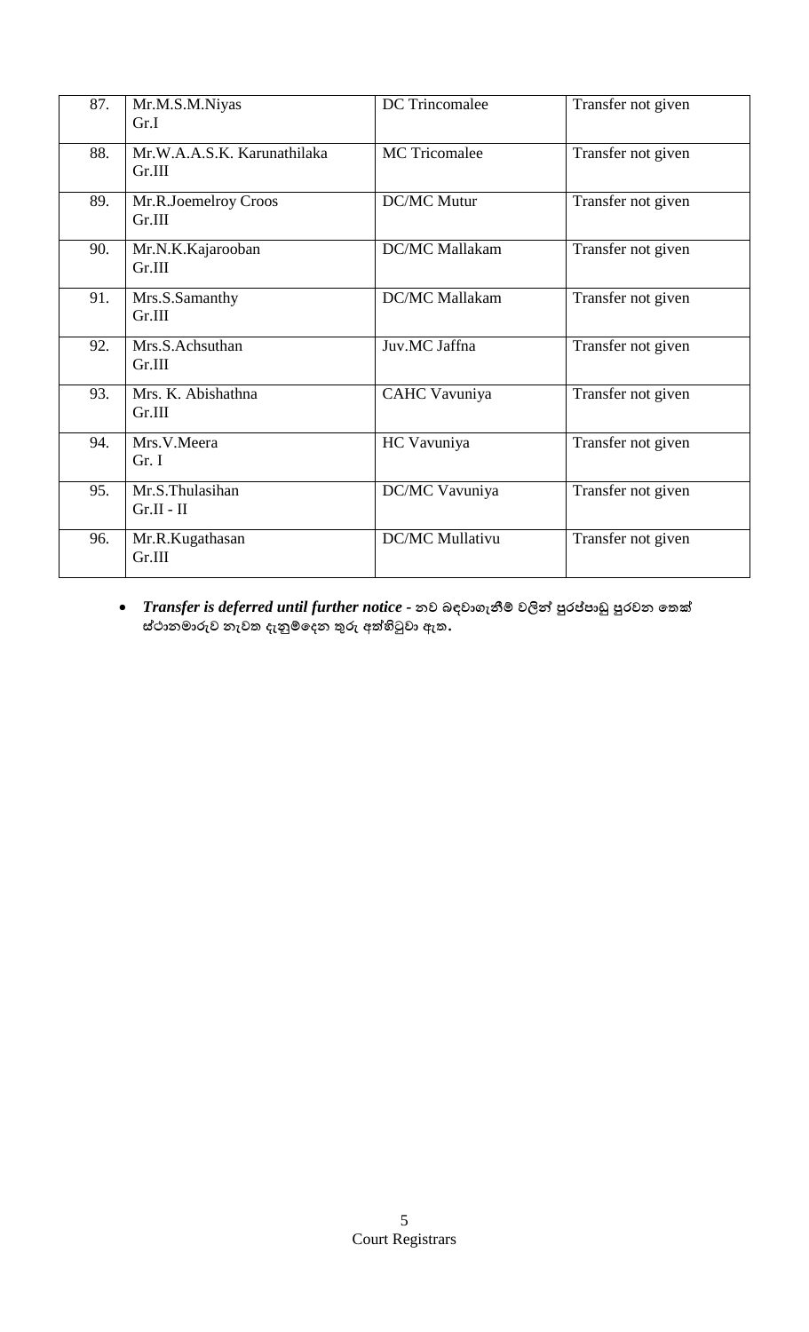| | | | |
|---|---|---|---|
| 87. | Mr.M.S.M.Niyas<br>Gr.I | DC Trincomalee | Transfer not given |
| 88. | Mr.W.A.A.S.K. Karunathilaka<br>Gr.III | MC Tricomalee | Transfer not given |
| 89. | Mr.R.Joemelroy Croos<br>Gr.III | DC/MC Mutur | Transfer not given |
| 90. | Mr.N.K.Kajarooban<br>Gr.III | DC/MC Mallakam | Transfer not given |
| 91. | Mrs.S.Samanthy<br>Gr.III | DC/MC Mallakam | Transfer not given |
| 92. | Mrs.S.Achsuthan<br>Gr.III | Juv.MC Jaffna | Transfer not given |
| 93. | Mrs. K. Abishathna<br>Gr.III | CAHC Vavuniya | Transfer not given |
| 94. | Mrs.V.Meera<br>Gr. I | HC Vavuniya | Transfer not given |
| 95. | Mr.S.Thulasihan<br>Gr.II - II | DC/MC Vavuniya | Transfer not given |
| 96. | Mr.R.Kugathasan<br>Gr.III | DC/MC Mullativu | Transfer not given |

- ***Transfer is deferred until further notice*** - **නව බඳවාගැනීම් වලින් පුරප්පාඩු පුරවන තෙක් ස්ථානමාරුව නැවත දැනුම්දෙන තුරු අත්හිටුවා ඇත.**

Court Registrars